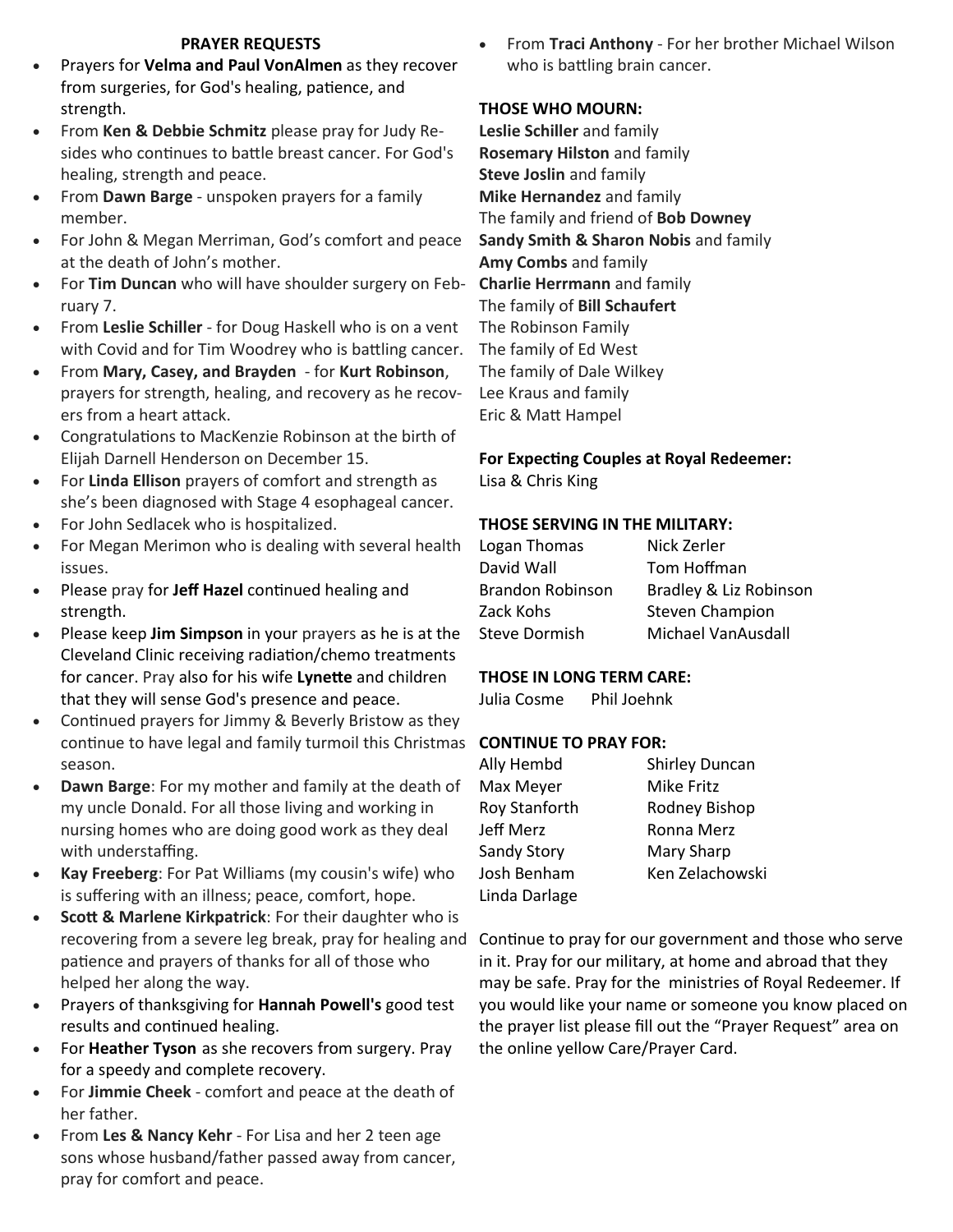## PRAYER REQUESTS

- Prayers for **Velma and Paul VonAlmen** as they recover from surgeries, for God's healing, patience, and strength.
- From **Ken & Debbie Schmitz** please pray for Judy Resides who continues to battle breast cancer. For God's healing, strength and peace.
- From **Dawn Barge** - unspoken prayers for a family member.
- For John & Megan Merriman, God's comfort and peace at the death of John's mother.
- For **Tim Duncan** who will have shoulder surgery on February 7.
- From **Leslie Schiller** - for Doug Haskell who is on a vent with Covid and for Tim Woodrey who is battling cancer.
- From **Mary, Casey, and Brayden** - for **Kurt Robinson**, prayers for strength, healing, and recovery as he recovers from a heart attack.
- Congratulations to MacKenzie Robinson at the birth of Elijah Darnell Henderson on December 15.
- For **Linda Ellison** prayers of comfort and strength as she's been diagnosed with Stage 4 esophageal cancer.
- For John Sedlacek who is hospitalized.
- For Megan Merimon who is dealing with several health issues.
- Please pray for **Jeff Hazel** continued healing and strength.
- Please keep **Jim Simpson** in your prayers as he is at the Cleveland Clinic receiving radiation/chemo treatments for cancer. Pray also for his wife **Lynette** and children that they will sense God's presence and peace.
- Continued prayers for Jimmy & Beverly Bristow as they continue to have legal and family turmoil this Christmas season.
- **Dawn Barge**: For my mother and family at the death of my uncle Donald. For all those living and working in nursing homes who are doing good work as they deal with understaffing.
- **Kay Freeberg**: For Pat Williams (my cousin's wife) who is suffering with an illness; peace, comfort, hope.
- **Scott & Marlene Kirkpatrick**: For their daughter who is recovering from a severe leg break, pray for healing and patience and prayers of thanks for all of those who helped her along the way.
- Prayers of thanksgiving for **Hannah Powell's** good test results and continued healing.
- For **Heather Tyson** as she recovers from surgery. Pray for a speedy and complete recovery.
- For **Jimmie Cheek** - comfort and peace at the death of her father.
- From **Les & Nancy Kehr** - For Lisa and her 2 teen age sons whose husband/father passed away from cancer, pray for comfort and peace.
- From **Traci Anthony** - For her brother Michael Wilson who is battling brain cancer.

**THOSE WHO MOURN:**

**Leslie Schiller** and family
**Rosemary Hilston** and family
**Steve Joslin** and family
**Mike Hernandez** and family
The family and friend of **Bob Downey**
**Sandy Smith & Sharon Nobis** and family
**Amy Combs** and family
**Charlie Herrmann** and family
The family of **Bill Schaufert**
The Robinson Family
The family of Ed West
The family of Dale Wilkey
Lee Kraus and family
Eric & Matt Hampel

**For Expecting Couples at Royal Redeemer:**
Lisa & Chris King

**THOSE SERVING IN THE MILITARY:**

Logan Thomas, Nick Zerler
David Wall, Tom Hoffman
Brandon Robinson, Bradley & Liz Robinson
Zack Kohs, Steven Champion
Steve Dormish, Michael VanAusdall

**THOSE IN LONG TERM CARE:**
Julia Cosme, Phil Joehnk

**CONTINUE TO PRAY FOR:**

Ally Hembd, Shirley Duncan
Max Meyer, Mike Fritz
Roy Stanforth, Rodney Bishop
Jeff Merz, Ronna Merz
Sandy Story, Mary Sharp
Josh Benham, Ken Zelachowski
Linda Darlage

Continue to pray for our government and those who serve in it. Pray for our military, at home and abroad that they may be safe. Pray for the ministries of Royal Redeemer. If you would like your name or someone you know placed on the prayer list please fill out the "Prayer Request" area on the online yellow Care/Prayer Card.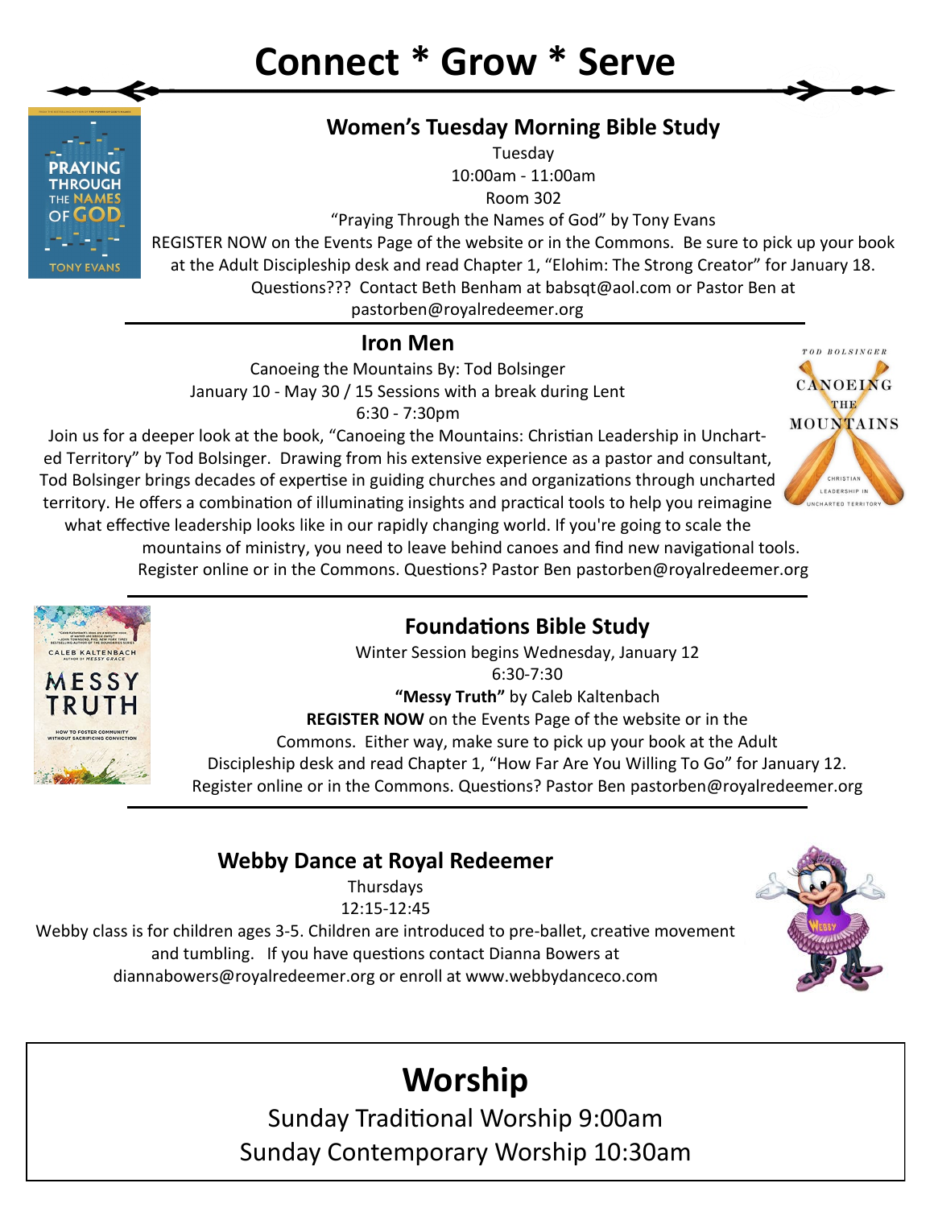# Connect * Grow * Serve

## Women's Tuesday Morning Bible Study

Tuesday

10:00am - 11:00am

Room 302

"Praying Through the Names of God" by Tony Evans

REGISTER NOW on the Events Page of the website or in the Commons. Be sure to pick up your book at the Adult Discipleship desk and read Chapter 1, "Elohim: The Strong Creator" for January 18. Questions??? Contact Beth Benham at babsqt@aol.com or Pastor Ben at pastorben@royalredeemer.org

## Iron Men

Canoeing the Mountains By: Tod Bolsinger

January 10 - May 30 / 15 Sessions with a break during Lent

6:30 - 7:30pm

Join us for a deeper look at the book, "Canoeing the Mountains: Christian Leadership in Uncharted Territory" by Tod Bolsinger. Drawing from his extensive experience as a pastor and consultant, Tod Bolsinger brings decades of expertise in guiding churches and organizations through uncharted territory. He offers a combination of illuminating insights and practical tools to help you reimagine what effective leadership looks like in our rapidly changing world. If you're going to scale the mountains of ministry, you need to leave behind canoes and find new navigational tools. Register online or in the Commons. Questions? Pastor Ben pastorben@royalredeemer.org

## Foundations Bible Study

Winter Session begins Wednesday, January 12

6:30-7:30

**"Messy Truth"** by Caleb Kaltenbach

**REGISTER NOW** on the Events Page of the website or in the Commons. Either way, make sure to pick up your book at the Adult Discipleship desk and read Chapter 1, "How Far Are You Willing To Go" for January 12. Register online or in the Commons. Questions? Pastor Ben pastorben@royalredeemer.org

## Webby Dance at Royal Redeemer

Thursdays

12:15-12:45

Webby class is for children ages 3-5. Children are introduced to pre-ballet, creative movement and tumbling. If you have questions contact Dianna Bowers at diannabowers@royalredeemer.org or enroll at www.webbydanceco.com

# Worship

Sunday Traditional Worship 9:00am

Sunday Contemporary Worship 10:30am